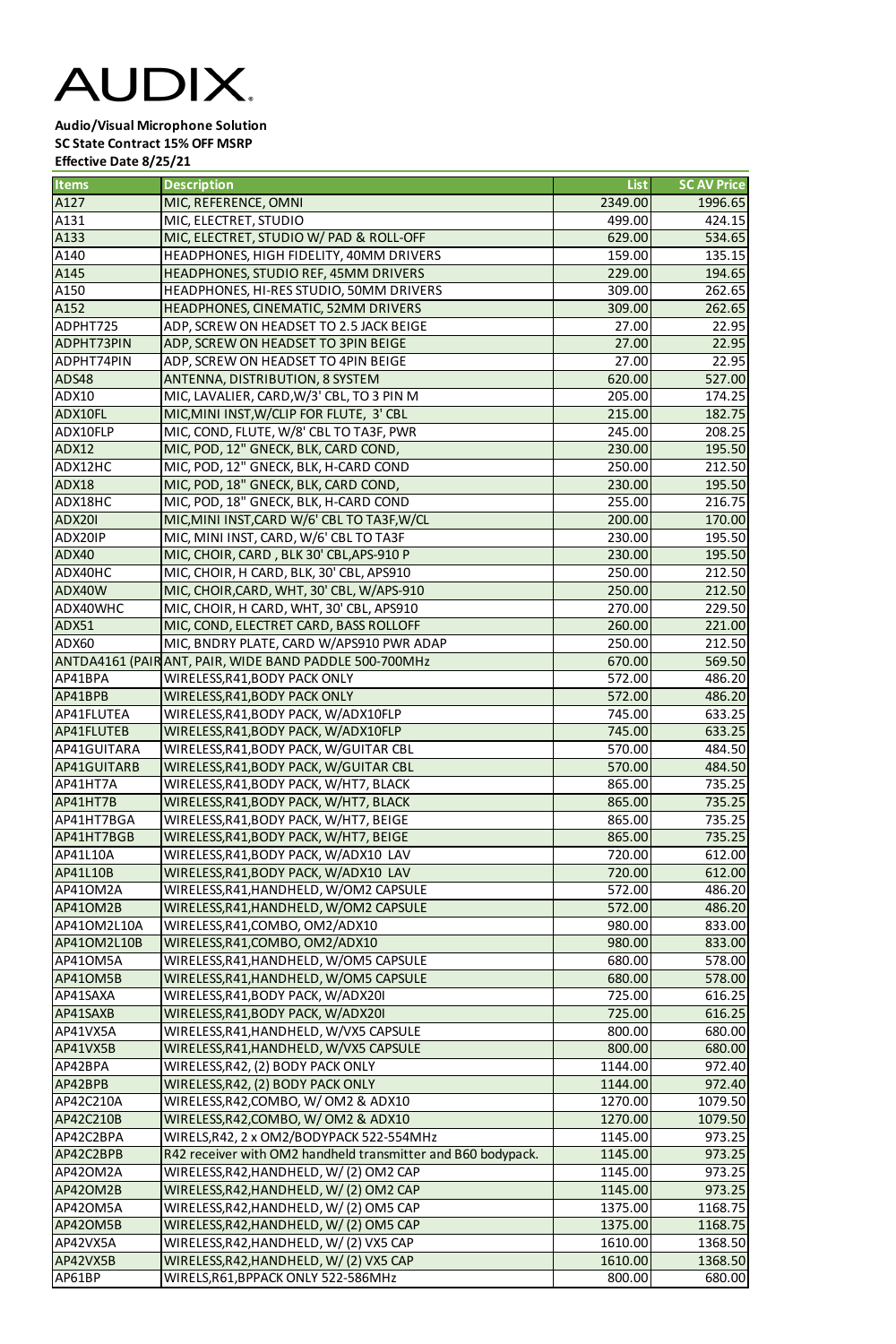# AUDIX

**Audio/Visual Microphone Solution**
**SC State Contract 15% OFF MSRP**
**Effective Date 8/25/21**

| Items | Description | List | SC AV Price |
|---|---|---|---|
| A127 | MIC, REFERENCE, OMNI | 2349.00 | 1996.65 |
| A131 | MIC, ELECTRET, STUDIO | 499.00 | 424.15 |
| A133 | MIC, ELECTRET, STUDIO W/ PAD & ROLL-OFF | 629.00 | 534.65 |
| A140 | HEADPHONES, HIGH FIDELITY, 40MM DRIVERS | 159.00 | 135.15 |
| A145 | HEADPHONES, STUDIO REF, 45MM DRIVERS | 229.00 | 194.65 |
| A150 | HEADPHONES, HI-RES STUDIO, 50MM DRIVERS | 309.00 | 262.65 |
| A152 | HEADPHONES, CINEMATIC, 52MM DRIVERS | 309.00 | 262.65 |
| ADPHT725 | ADP, SCREW ON HEADSET TO 2.5 JACK BEIGE | 27.00 | 22.95 |
| ADPHT73PIN | ADP, SCREW ON HEADSET TO 3PIN BEIGE | 27.00 | 22.95 |
| ADPHT74PIN | ADP, SCREW ON HEADSET TO 4PIN BEIGE | 27.00 | 22.95 |
| ADS48 | ANTENNA, DISTRIBUTION, 8 SYSTEM | 620.00 | 527.00 |
| ADX10 | MIC, LAVALIER, CARD,W/3' CBL, TO 3 PIN M | 205.00 | 174.25 |
| ADX10FL | MIC,MINI INST,W/CLIP FOR FLUTE, 3' CBL | 215.00 | 182.75 |
| ADX10FLP | MIC, COND, FLUTE, W/8' CBL TO TA3F, PWR | 245.00 | 208.25 |
| ADX12 | MIC, POD, 12" GNECK, BLK, CARD COND, | 230.00 | 195.50 |
| ADX12HC | MIC, POD, 12" GNECK, BLK, H-CARD COND | 250.00 | 212.50 |
| ADX18 | MIC, POD, 18" GNECK, BLK, CARD COND, | 230.00 | 195.50 |
| ADX18HC | MIC, POD, 18" GNECK, BLK, H-CARD COND | 255.00 | 216.75 |
| ADX20I | MIC,MINI INST,CARD W/6' CBL TO TA3F,W/CL | 200.00 | 170.00 |
| ADX20IP | MIC, MINI INST, CARD, W/6' CBL TO TA3F | 230.00 | 195.50 |
| ADX40 | MIC, CHOIR, CARD , BLK 30' CBL,APS-910 P | 230.00 | 195.50 |
| ADX40HC | MIC, CHOIR, H CARD, BLK, 30' CBL, APS910 | 250.00 | 212.50 |
| ADX40W | MIC, CHOIR,CARD, WHT, 30' CBL, W/APS-910 | 250.00 | 212.50 |
| ADX40WHC | MIC, CHOIR, H CARD, WHT, 30' CBL, APS910 | 270.00 | 229.50 |
| ADX51 | MIC, COND, ELECTRET CARD, BASS ROLLOFF | 260.00 | 221.00 |
| ADX60 | MIC, BNDRY PLATE, CARD W/APS910 PWR ADAP | 250.00 | 212.50 |
| ANTDA4161 (PAIR | ANT, PAIR, WIDE BAND PADDLE 500-700MHz | 670.00 | 569.50 |
| AP41BPA | WIRELESS,R41,BODY PACK ONLY | 572.00 | 486.20 |
| AP41BPB | WIRELESS,R41,BODY PACK ONLY | 572.00 | 486.20 |
| AP41FLUTEA | WIRELESS,R41,BODY PACK, W/ADX10FLP | 745.00 | 633.25 |
| AP41FLUTEB | WIRELESS,R41,BODY PACK, W/ADX10FLP | 745.00 | 633.25 |
| AP41GUITARA | WIRELESS,R41,BODY PACK, W/GUITAR CBL | 570.00 | 484.50 |
| AP41GUITARB | WIRELESS,R41,BODY PACK, W/GUITAR CBL | 570.00 | 484.50 |
| AP41HT7A | WIRELESS,R41,BODY PACK, W/HT7, BLACK | 865.00 | 735.25 |
| AP41HT7B | WIRELESS,R41,BODY PACK, W/HT7, BLACK | 865.00 | 735.25 |
| AP41HT7BGA | WIRELESS,R41,BODY PACK, W/HT7, BEIGE | 865.00 | 735.25 |
| AP41HT7BGB | WIRELESS,R41,BODY PACK, W/HT7, BEIGE | 865.00 | 735.25 |
| AP41L10A | WIRELESS,R41,BODY PACK, W/ADX10 LAV | 720.00 | 612.00 |
| AP41L10B | WIRELESS,R41,BODY PACK, W/ADX10 LAV | 720.00 | 612.00 |
| AP41OM2A | WIRELESS,R41,HANDHELD, W/OM2 CAPSULE | 572.00 | 486.20 |
| AP41OM2B | WIRELESS,R41,HANDHELD, W/OM2 CAPSULE | 572.00 | 486.20 |
| AP41OM2L10A | WIRELESS,R41,COMBO, OM2/ADX10 | 980.00 | 833.00 |
| AP41OM2L10B | WIRELESS,R41,COMBO, OM2/ADX10 | 980.00 | 833.00 |
| AP41OM5A | WIRELESS,R41,HANDHELD, W/OM5 CAPSULE | 680.00 | 578.00 |
| AP41OM5B | WIRELESS,R41,HANDHELD, W/OM5 CAPSULE | 680.00 | 578.00 |
| AP41SAXA | WIRELESS,R41,BODY PACK, W/ADX20I | 725.00 | 616.25 |
| AP41SAXB | WIRELESS,R41,BODY PACK, W/ADX20I | 725.00 | 616.25 |
| AP41VX5A | WIRELESS,R41,HANDHELD, W/VX5 CAPSULE | 800.00 | 680.00 |
| AP41VX5B | WIRELESS,R41,HANDHELD, W/VX5 CAPSULE | 800.00 | 680.00 |
| AP42BPA | WIRELESS,R42, (2) BODY PACK ONLY | 1144.00 | 972.40 |
| AP42BPB | WIRELESS,R42, (2) BODY PACK ONLY | 1144.00 | 972.40 |
| AP42C210A | WIRELESS,R42,COMBO, W/ OM2 & ADX10 | 1270.00 | 1079.50 |
| AP42C210B | WIRELESS,R42,COMBO, W/ OM2 & ADX10 | 1270.00 | 1079.50 |
| AP42C2BPA | WIRELS,R42, 2 x OM2/BODYPACK 522-554MHz | 1145.00 | 973.25 |
| AP42C2BPB | R42 receiver with OM2 handheld transmitter and B60 bodypack. | 1145.00 | 973.25 |
| AP42OM2A | WIRELESS,R42,HANDHELD, W/ (2) OM2 CAP | 1145.00 | 973.25 |
| AP42OM2B | WIRELESS,R42,HANDHELD, W/ (2) OM2 CAP | 1145.00 | 973.25 |
| AP42OM5A | WIRELESS,R42,HANDHELD, W/ (2) OM5 CAP | 1375.00 | 1168.75 |
| AP42OM5B | WIRELESS,R42,HANDHELD, W/ (2) OM5 CAP | 1375.00 | 1168.75 |
| AP42VX5A | WIRELESS,R42,HANDHELD, W/ (2) VX5 CAP | 1610.00 | 1368.50 |
| AP42VX5B | WIRELESS,R42,HANDHELD, W/ (2) VX5 CAP | 1610.00 | 1368.50 |
| AP61BP | WIRELS,R61,BPPACK ONLY 522-586MHz | 800.00 | 680.00 |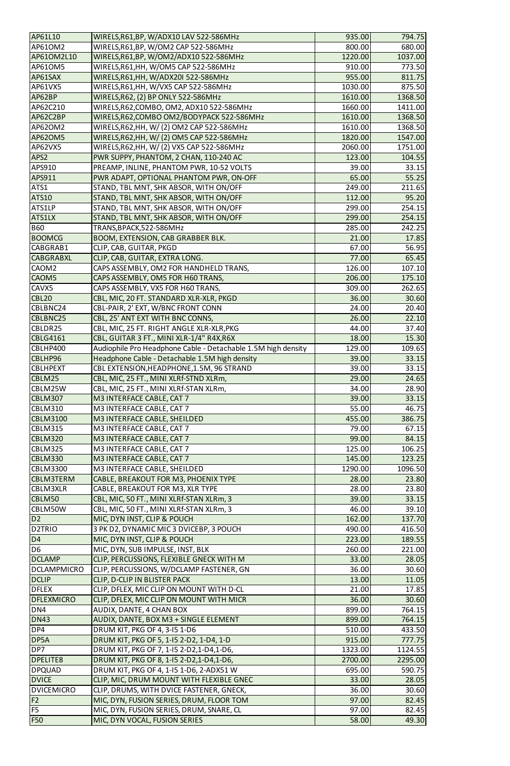| AP61L10 | WIRELS,R61,BP, W/ADX10 LAV 522-586MHz | 935.00 | 794.75 |
|---|---|---|---|
| AP61OM2 | WIRELS,R61,BP, W/OM2 CAP 522-586MHz | 800.00 | 680.00 |
| AP61OM2L10 | WIRELS,R61,BP, W/OM2/ADX10 522-586MHz | 1220.00 | 1037.00 |
| AP61OM5 | WIRELS,R61,HH, W/OM5 CAP 522-586MHz | 910.00 | 773.50 |
| AP61SAX | WIRELS,R61,HH, W/ADX20I 522-586MHz | 955.00 | 811.75 |
| AP61VX5 | WIRELS,R61,HH, W/VX5 CAP 522-586MHz | 1030.00 | 875.50 |
| AP62BP | WIRELS,R62, (2) BP ONLY 522-586MHz | 1610.00 | 1368.50 |
| AP62C210 | WIRELS,R62,COMBO, OM2, ADX10 522-586MHz | 1660.00 | 1411.00 |
| AP62C2BP | WIRELS,R62,COMBO OM2/BODYPACK 522-586MHz | 1610.00 | 1368.50 |
| AP62OM2 | WIRELS,R62,HH, W/ (2) OM2 CAP 522-586MHz | 1610.00 | 1368.50 |
| AP62OM5 | WIRELS,R62,HH, W/ (2) OM5 CAP 522-586MHz | 1820.00 | 1547.00 |
| AP62VX5 | WIRELS,R62,HH, W/ (2) VX5 CAP 522-586MHz | 2060.00 | 1751.00 |
| APS2 | PWR SUPPY, PHANTOM, 2 CHAN, 110-240 AC | 123.00 | 104.55 |
| APS910 | PREAMP, INLINE, PHANTOM PWR, 10-52 VOLTS | 39.00 | 33.15 |
| APS911 | PWR ADAPT, OPTIONAL PHANTOM PWR, ON-OFF | 65.00 | 55.25 |
| ATS1 | STAND, TBL MNT, SHK ABSOR, WITH ON/OFF | 249.00 | 211.65 |
| ATS10 | STAND, TBL MNT, SHK ABSOR, WITH ON/OFF | 112.00 | 95.20 |
| ATS1LP | STAND, TBL MNT, SHK ABSOR, WITH ON/OFF | 299.00 | 254.15 |
| ATS1LX | STAND, TBL MNT, SHK ABSOR, WITH ON/OFF | 299.00 | 254.15 |
| B60 | TRANS,BPACK,522-586MHz | 285.00 | 242.25 |
| BOOMCG | BOOM, EXTENSION, CAB GRABBER BLK. | 21.00 | 17.85 |
| CABGRAB1 | CLIP, CAB, GUITAR, PKGD | 67.00 | 56.95 |
| CABGRABXL | CLIP, CAB, GUITAR, EXTRA LONG. | 77.00 | 65.45 |
| CAOM2 | CAPS ASSEMBLY, OM2 FOR HANDHELD TRANS, | 126.00 | 107.10 |
| CAOM5 | CAPS ASSEMBLY, OM5 FOR H60 TRANS, | 206.00 | 175.10 |
| CAVX5 | CAPS ASSEMBLY, VX5 FOR H60 TRANS, | 309.00 | 262.65 |
| CBL20 | CBL, MIC, 20 FT. STANDARD XLR-XLR, PKGD | 36.00 | 30.60 |
| CBLBNC24 | CBL-PAIR, 2' EXT, W/BNC FRONT CONN | 24.00 | 20.40 |
| CBLBNC25 | CBL, 25' ANT EXT WITH BNC CONNS, | 26.00 | 22.10 |
| CBLDR25 | CBL, MIC, 25 FT. RIGHT ANGLE XLR-XLR,PKG | 44.00 | 37.40 |
| CBLG4161 | CBL, GUITAR 3 FT., MINI XLR-1/4" R4X,R6X | 18.00 | 15.30 |
| CBLHP400 | Audiophile Pro Headphone Cable - Detachable 1.5M high density | 129.00 | 109.65 |
| CBLHP96 | Headphone Cable - Detachable 1.5M high density | 39.00 | 33.15 |
| CBLHPEXT | CBL EXTENSION,HEADPHONE,1.5M, 96 STRAND | 39.00 | 33.15 |
| CBLM25 | CBL, MIC, 25 FT., MINI XLRf-STND XLRm, | 29.00 | 24.65 |
| CBLM25W | CBL, MIC, 25 FT., MINI XLRf-STAN XLRm, | 34.00 | 28.90 |
| CBLM307 | M3 INTERFACE CABLE, CAT 7 | 39.00 | 33.15 |
| CBLM310 | M3 INTERFACE CABLE, CAT 7 | 55.00 | 46.75 |
| CBLM3100 | M3 INTERFACE CABLE, SHEILDED | 455.00 | 386.75 |
| CBLM315 | M3 INTERFACE CABLE, CAT 7 | 79.00 | 67.15 |
| CBLM320 | M3 INTERFACE CABLE, CAT 7 | 99.00 | 84.15 |
| CBLM325 | M3 INTERFACE CABLE, CAT 7 | 125.00 | 106.25 |
| CBLM330 | M3 INTERFACE CABLE, CAT 7 | 145.00 | 123.25 |
| CBLM3300 | M3 INTERFACE CABLE, SHEILDED | 1290.00 | 1096.50 |
| CBLM3TERM | CABLE, BREAKOUT FOR M3, PHOENIX TYPE | 28.00 | 23.80 |
| CBLM3XLR | CABLE, BREAKOUT FOR M3, XLR TYPE | 28.00 | 23.80 |
| CBLM50 | CBL, MIC, 50 FT., MINI XLRf-STAN XLRm, 3 | 39.00 | 33.15 |
| CBLM50W | CBL, MIC, 50 FT., MINI XLRf-STAN XLRm, 3 | 46.00 | 39.10 |
| D2 | MIC, DYN INST, CLIP & POUCH | 162.00 | 137.70 |
| D2TRIO | 3 PK D2, DYNAMIC MIC 3 DVICEBP, 3 POUCH | 490.00 | 416.50 |
| D4 | MIC, DYN INST, CLIP & POUCH | 223.00 | 189.55 |
| D6 | MIC, DYN, SUB IMPULSE, INST, BLK | 260.00 | 221.00 |
| DCLAMP | CLIP, PERCUSSIONS, FLEXIBLE GNECK WITH M | 33.00 | 28.05 |
| DCLAMPMICRO | CLIP, PERCUSSIONS, W/DCLAMP FASTENER, GN | 36.00 | 30.60 |
| DCLIP | CLIP, D-CLIP IN BLISTER PACK | 13.00 | 11.05 |
| DFLEX | CLIP, DFLEX, MIC CLIP ON MOUNT WITH D-CL | 21.00 | 17.85 |
| DFLEXMICRO | CLIP, DFLEX, MIC CLIP ON MOUNT WITH MICR | 36.00 | 30.60 |
| DN4 | AUDIX, DANTE, 4 CHAN BOX | 899.00 | 764.15 |
| DN43 | AUDIX, DANTE, BOX M3 + SINGLE ELEMENT | 899.00 | 764.15 |
| DP4 | DRUM KIT, PKG OF 4, 1-I5 1-D6 | 510.00 | 433.50 |
| DP5A | DRUM KIT, PKG OF 5, 1-I5 2-D2, 1-D4, 1-D | 915.00 | 777.75 |
| DP7 | DRUM KIT, PKG OF 7, 1-I5 2-D2,1-D4,1-D6, | 1323.00 | 1124.55 |
| DPELITE8 | DRUM KIT, PKG OF 8, 1-I5 2-D2,1-D4,1-D6, | 2700.00 | 2295.00 |
| DPQUAD | DRUM KIT, PKG OF 4, 1-I5 1-D6, 2-ADX51 W | 695.00 | 590.75 |
| DVICE | CLIP, MIC, DRUM MOUNT WITH FLEXIBLE GNEC | 33.00 | 28.05 |
| DVICEMICRO | CLIP, DRUMS, WITH DVICE FASTENER, GNECK, | 36.00 | 30.60 |
| F2 | MIC, DYN, FUSION SERIES, DRUM, FLOOR TOM | 97.00 | 82.45 |
| F5 | MIC, DYN, FUSION SERIES, DRUM, SNARE, CL | 97.00 | 82.45 |
| F50 | MIC, DYN VOCAL, FUSION SERIES | 58.00 | 49.30 |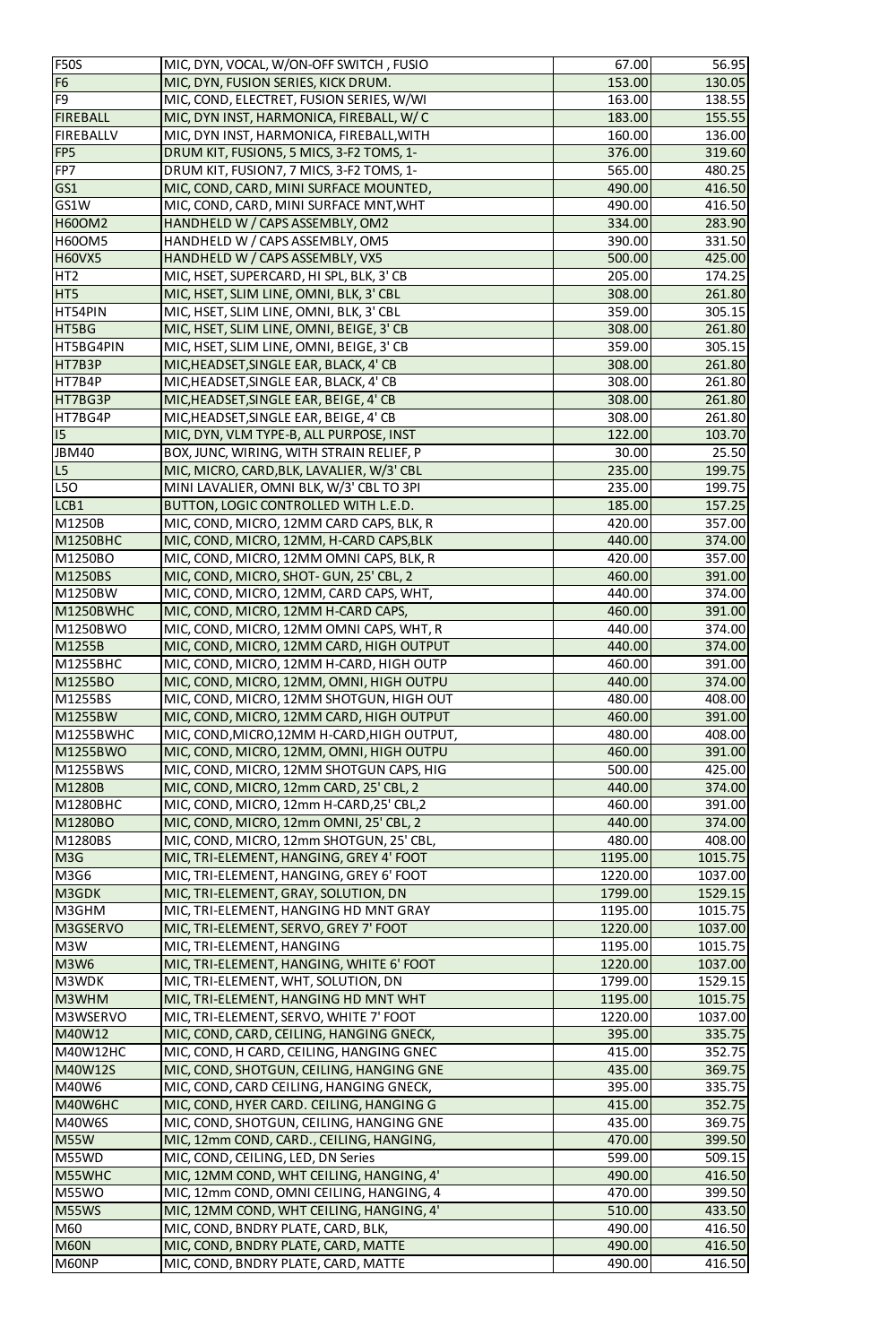| F50S | MIC, DYN, VOCAL, W/ON-OFF SWITCH , FUSIO | 67.00 | 56.95 |
|---|---|---|---|
| F6 | MIC, DYN, FUSION SERIES, KICK DRUM. | 153.00 | 130.05 |
| F9 | MIC, COND, ELECTRET, FUSION SERIES, W/WI | 163.00 | 138.55 |
| FIREBALL | MIC, DYN INST, HARMONICA, FIREBALL, W/ C | 183.00 | 155.55 |
| FIREBALLV | MIC, DYN INST, HARMONICA, FIREBALL,WITH | 160.00 | 136.00 |
| FP5 | DRUM KIT, FUSION5, 5 MICS, 3-F2 TOMS, 1- | 376.00 | 319.60 |
| FP7 | DRUM KIT, FUSION7, 7 MICS, 3-F2 TOMS, 1- | 565.00 | 480.25 |
| GS1 | MIC, COND, CARD, MINI SURFACE MOUNTED, | 490.00 | 416.50 |
| GS1W | MIC, COND, CARD, MINI SURFACE MNT,WHT | 490.00 | 416.50 |
| H60OM2 | HANDHELD W / CAPS ASSEMBLY, OM2 | 334.00 | 283.90 |
| H60OM5 | HANDHELD W / CAPS ASSEMBLY, OM5 | 390.00 | 331.50 |
| H60VX5 | HANDHELD W / CAPS ASSEMBLY, VX5 | 500.00 | 425.00 |
| HT2 | MIC, HSET, SUPERCARD, HI SPL, BLK, 3' CB | 205.00 | 174.25 |
| HT5 | MIC, HSET, SLIM LINE, OMNI, BLK, 3' CBL | 308.00 | 261.80 |
| HT54PIN | MIC, HSET, SLIM LINE, OMNI, BLK, 3' CBL | 359.00 | 305.15 |
| HT5BG | MIC, HSET, SLIM LINE, OMNI, BEIGE, 3' CB | 308.00 | 261.80 |
| HT5BG4PIN | MIC, HSET, SLIM LINE, OMNI, BEIGE, 3' CB | 359.00 | 305.15 |
| HT7B3P | MIC,HEADSET,SINGLE EAR, BLACK, 4' CB | 308.00 | 261.80 |
| HT7B4P | MIC,HEADSET,SINGLE EAR, BLACK, 4' CB | 308.00 | 261.80 |
| HT7BG3P | MIC,HEADSET,SINGLE EAR, BEIGE, 4' CB | 308.00 | 261.80 |
| HT7BG4P | MIC,HEADSET,SINGLE EAR, BEIGE, 4' CB | 308.00 | 261.80 |
| I5 | MIC, DYN, VLM TYPE-B, ALL PURPOSE, INST | 122.00 | 103.70 |
| JBM40 | BOX, JUNC, WIRING, WITH STRAIN RELIEF, P | 30.00 | 25.50 |
| L5 | MIC, MICRO, CARD,BLK, LAVALIER, W/3' CBL | 235.00 | 199.75 |
| L5O | MINI LAVALIER, OMNI BLK, W/3' CBL TO 3PI | 235.00 | 199.75 |
| LCB1 | BUTTON, LOGIC CONTROLLED WITH L.E.D. | 185.00 | 157.25 |
| M1250B | MIC, COND, MICRO, 12MM CARD CAPS, BLK, R | 420.00 | 357.00 |
| M1250BHC | MIC, COND, MICRO, 12MM, H-CARD CAPS,BLK | 440.00 | 374.00 |
| M1250BO | MIC, COND, MICRO, 12MM OMNI CAPS, BLK, R | 420.00 | 357.00 |
| M1250BS | MIC, COND, MICRO, SHOT- GUN, 25' CBL, 2 | 460.00 | 391.00 |
| M1250BW | MIC, COND, MICRO, 12MM, CARD CAPS, WHT, | 440.00 | 374.00 |
| M1250BWHC | MIC, COND, MICRO, 12MM H-CARD CAPS, | 460.00 | 391.00 |
| M1250BWO | MIC, COND, MICRO, 12MM OMNI CAPS, WHT, R | 440.00 | 374.00 |
| M1255B | MIC, COND, MICRO, 12MM CARD, HIGH OUTPUT | 440.00 | 374.00 |
| M1255BHC | MIC, COND, MICRO, 12MM H-CARD, HIGH OUTP | 460.00 | 391.00 |
| M1255BO | MIC, COND, MICRO, 12MM, OMNI, HIGH OUTPU | 440.00 | 374.00 |
| M1255BS | MIC, COND, MICRO, 12MM SHOTGUN, HIGH OUT | 480.00 | 408.00 |
| M1255BW | MIC, COND, MICRO, 12MM CARD, HIGH OUTPUT | 460.00 | 391.00 |
| M1255BWHC | MIC, COND,MICRO,12MM H-CARD,HIGH OUTPUT, | 480.00 | 408.00 |
| M1255BWO | MIC, COND, MICRO, 12MM, OMNI, HIGH OUTPU | 460.00 | 391.00 |
| M1255BWS | MIC, COND, MICRO, 12MM SHOTGUN CAPS, HIG | 500.00 | 425.00 |
| M1280B | MIC, COND, MICRO, 12mm CARD, 25' CBL, 2 | 440.00 | 374.00 |
| M1280BHC | MIC, COND, MICRO, 12mm H-CARD,25' CBL,2 | 460.00 | 391.00 |
| M1280BO | MIC, COND, MICRO, 12mm OMNI, 25' CBL, 2 | 440.00 | 374.00 |
| M1280BS | MIC, COND, MICRO, 12mm SHOTGUN, 25' CBL, | 480.00 | 408.00 |
| M3G | MIC, TRI-ELEMENT, HANGING, GREY 4' FOOT | 1195.00 | 1015.75 |
| M3G6 | MIC, TRI-ELEMENT, HANGING, GREY 6' FOOT | 1220.00 | 1037.00 |
| M3GDK | MIC, TRI-ELEMENT, GRAY, SOLUTION, DN | 1799.00 | 1529.15 |
| M3GHM | MIC, TRI-ELEMENT, HANGING HD MNT GRAY | 1195.00 | 1015.75 |
| M3GSERVO | MIC, TRI-ELEMENT, SERVO, GREY 7' FOOT | 1220.00 | 1037.00 |
| M3W | MIC, TRI-ELEMENT, HANGING | 1195.00 | 1015.75 |
| M3W6 | MIC, TRI-ELEMENT, HANGING, WHITE 6' FOOT | 1220.00 | 1037.00 |
| M3WDK | MIC, TRI-ELEMENT, WHT, SOLUTION, DN | 1799.00 | 1529.15 |
| M3WHM | MIC, TRI-ELEMENT, HANGING HD MNT WHT | 1195.00 | 1015.75 |
| M3WSERVO | MIC, TRI-ELEMENT, SERVO, WHITE 7' FOOT | 1220.00 | 1037.00 |
| M40W12 | MIC, COND, CARD, CEILING, HANGING GNECK, | 395.00 | 335.75 |
| M40W12HC | MIC, COND, H CARD, CEILING, HANGING GNEC | 415.00 | 352.75 |
| M40W12S | MIC, COND, SHOTGUN, CEILING, HANGING GNE | 435.00 | 369.75 |
| M40W6 | MIC, COND, CARD CEILING, HANGING GNECK, | 395.00 | 335.75 |
| M40W6HC | MIC, COND, HYER CARD. CEILING, HANGING G | 415.00 | 352.75 |
| M40W6S | MIC, COND, SHOTGUN, CEILING, HANGING GNE | 435.00 | 369.75 |
| M55W | MIC, 12mm COND, CARD., CEILING, HANGING, | 470.00 | 399.50 |
| M55WD | MIC, COND, CEILING, LED, DN Series | 599.00 | 509.15 |
| M55WHC | MIC, 12MM COND, WHT CEILING, HANGING, 4' | 490.00 | 416.50 |
| M55WO | MIC, 12mm COND, OMNI CEILING, HANGING, 4 | 470.00 | 399.50 |
| M55WS | MIC, 12MM COND, WHT CEILING, HANGING, 4' | 510.00 | 433.50 |
| M60 | MIC, COND, BNDRY PLATE, CARD, BLK, | 490.00 | 416.50 |
| M60N | MIC, COND, BNDRY PLATE, CARD, MATTE | 490.00 | 416.50 |
| M60NP | MIC, COND, BNDRY PLATE, CARD, MATTE | 490.00 | 416.50 |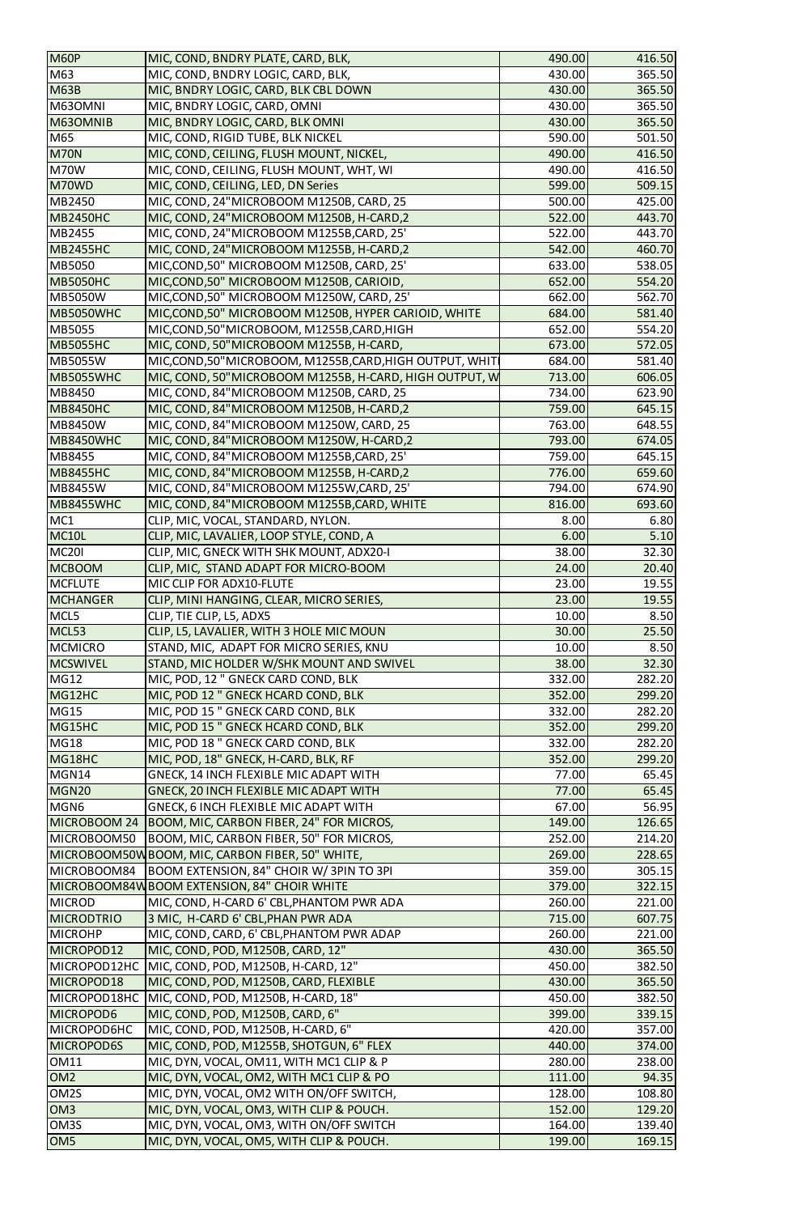| M60P | MIC, COND, BNDRY PLATE, CARD, BLK, | 490.00 | 416.50 |
|---|---|---|---|
| M63 | MIC, COND, BNDRY LOGIC, CARD, BLK, | 430.00 | 365.50 |
| M63B | MIC, BNDRY LOGIC, CARD, BLK CBL DOWN | 430.00 | 365.50 |
| M63OMNI | MIC, BNDRY LOGIC, CARD, OMNI | 430.00 | 365.50 |
| M63OMNIB | MIC, BNDRY LOGIC, CARD, BLK OMNI | 430.00 | 365.50 |
| M65 | MIC, COND, RIGID TUBE, BLK NICKEL | 590.00 | 501.50 |
| M70N | MIC, COND, CEILING, FLUSH MOUNT, NICKEL, | 490.00 | 416.50 |
| M70W | MIC, COND, CEILING, FLUSH MOUNT, WHT, WI | 490.00 | 416.50 |
| M70WD | MIC, COND, CEILING, LED, DN Series | 599.00 | 509.15 |
| MB2450 | MIC, COND, 24"MICROBOOM M1250B, CARD, 25 | 500.00 | 425.00 |
| MB2450HC | MIC, COND, 24"MICROBOOM M1250B, H-CARD,2 | 522.00 | 443.70 |
| MB2455 | MIC, COND, 24"MICROBOOM M1255B,CARD, 25' | 522.00 | 443.70 |
| MB2455HC | MIC, COND, 24"MICROBOOM M1255B, H-CARD,2 | 542.00 | 460.70 |
| MB5050 | MIC,COND,50" MICROBOOM M1250B, CARD, 25' | 633.00 | 538.05 |
| MB5050HC | MIC,COND,50" MICROBOOM M1250B, CARIOID, | 652.00 | 554.20 |
| MB5050W | MIC,COND,50" MICROBOOM M1250W, CARD, 25' | 662.00 | 562.70 |
| MB5050WHC | MIC,COND,50" MICROBOOM M1250B, HYPER CARIOID, WHITE | 684.00 | 581.40 |
| MB5055 | MIC,COND,50"MICROBOOM, M1255B,CARD,HIGH | 652.00 | 554.20 |
| MB5055HC | MIC, COND, 50"MICROBOOM M1255B, H-CARD, | 673.00 | 572.05 |
| MB5055W | MIC,COND,50"MICROBOOM, M1255B,CARD,HIGH OUTPUT, WHIT | 684.00 | 581.40 |
| MB5055WHC | MIC, COND, 50"MICROBOOM M1255B, H-CARD, HIGH OUTPUT, W | 713.00 | 606.05 |
| MB8450 | MIC, COND, 84"MICROBOOM M1250B, CARD, 25 | 734.00 | 623.90 |
| MB8450HC | MIC, COND, 84"MICROBOOM M1250B, H-CARD,2 | 759.00 | 645.15 |
| MB8450W | MIC, COND, 84"MICROBOOM M1250W, CARD, 25 | 763.00 | 648.55 |
| MB8450WHC | MIC, COND, 84"MICROBOOM M1250W, H-CARD,2 | 793.00 | 674.05 |
| MB8455 | MIC, COND, 84"MICROBOOM M1255B,CARD, 25' | 759.00 | 645.15 |
| MB8455HC | MIC, COND, 84"MICROBOOM M1255B, H-CARD,2 | 776.00 | 659.60 |
| MB8455W | MIC, COND, 84"MICROBOOM M1255W,CARD, 25' | 794.00 | 674.90 |
| MB8455WHC | MIC, COND, 84"MICROBOOM M1255B,CARD, WHITE | 816.00 | 693.60 |
| MC1 | CLIP, MIC, VOCAL, STANDARD, NYLON. | 8.00 | 6.80 |
| MC10L | CLIP, MIC, LAVALIER, LOOP STYLE, COND, A | 6.00 | 5.10 |
| MC20I | CLIP, MIC, GNECK WITH SHK MOUNT, ADX20-I | 38.00 | 32.30 |
| MCBOOM | CLIP, MIC, STAND ADAPT FOR MICRO-BOOM | 24.00 | 20.40 |
| MCFLUTE | MIC CLIP FOR ADX10-FLUTE | 23.00 | 19.55 |
| MCHANGER | CLIP, MINI HANGING, CLEAR, MICRO SERIES, | 23.00 | 19.55 |
| MCL5 | CLIP, TIE CLIP, L5, ADX5 | 10.00 | 8.50 |
| MCL53 | CLIP, L5, LAVALIER, WITH 3 HOLE MIC MOUN | 30.00 | 25.50 |
| MCMICRO | STAND, MIC, ADAPT FOR MICRO SERIES, KNU | 10.00 | 8.50 |
| MCSWIVEL | STAND, MIC HOLDER W/SHK MOUNT AND SWIVEL | 38.00 | 32.30 |
| MG12 | MIC, POD, 12 " GNECK CARD COND, BLK | 332.00 | 282.20 |
| MG12HC | MIC, POD 12 " GNECK HCARD COND, BLK | 352.00 | 299.20 |
| MG15 | MIC, POD 15 " GNECK CARD COND, BLK | 332.00 | 282.20 |
| MG15HC | MIC, POD 15 " GNECK HCARD COND, BLK | 352.00 | 299.20 |
| MG18 | MIC, POD 18 " GNECK CARD COND, BLK | 332.00 | 282.20 |
| MG18HC | MIC, POD, 18" GNECK, H-CARD, BLK, RF | 352.00 | 299.20 |
| MGN14 | GNECK, 14 INCH FLEXIBLE MIC ADAPT WITH | 77.00 | 65.45 |
| MGN20 | GNECK, 20 INCH FLEXIBLE MIC ADAPT WITH | 77.00 | 65.45 |
| MGN6 | GNECK, 6 INCH FLEXIBLE MIC ADAPT WITH | 67.00 | 56.95 |
| MICROBOOM 24 | BOOM, MIC, CARBON FIBER, 24" FOR MICROS, | 149.00 | 126.65 |
| MICROBOOM50 | BOOM, MIC, CARBON FIBER, 50" FOR MICROS, | 252.00 | 214.20 |
| MICROBOOM50W | BOOM, MIC, CARBON FIBER, 50" WHITE, | 269.00 | 228.65 |
| MICROBOOM84 | BOOM EXTENSION, 84" CHOIR W/ 3PIN TO 3PI | 359.00 | 305.15 |
| MICROBOOM84W | BOOM EXTENSION, 84" CHOIR WHITE | 379.00 | 322.15 |
| MICROD | MIC, COND, H-CARD 6' CBL,PHANTOM PWR ADA | 260.00 | 221.00 |
| MICRODTRIO | 3 MIC, H-CARD 6' CBL,PHAN PWR ADA | 715.00 | 607.75 |
| MICROHP | MIC, COND, CARD, 6' CBL,PHANTOM PWR ADAP | 260.00 | 221.00 |
| MICROPOD12 | MIC, COND, POD, M1250B, CARD, 12" | 430.00 | 365.50 |
| MICROPOD12HC | MIC, COND, POD, M1250B, H-CARD, 12" | 450.00 | 382.50 |
| MICROPOD18 | MIC, COND, POD, M1250B, CARD, FLEXIBLE | 430.00 | 365.50 |
| MICROPOD18HC | MIC, COND, POD, M1250B, H-CARD, 18" | 450.00 | 382.50 |
| MICROPOD6 | MIC, COND, POD, M1250B, CARD, 6" | 399.00 | 339.15 |
| MICROPOD6HC | MIC, COND, POD, M1250B, H-CARD, 6" | 420.00 | 357.00 |
| MICROPOD6S | MIC, COND, POD, M1255B, SHOTGUN, 6" FLEX | 440.00 | 374.00 |
| OM11 | MIC, DYN, VOCAL, OM11, WITH MC1 CLIP & P | 280.00 | 238.00 |
| OM2 | MIC, DYN, VOCAL, OM2, WITH MC1 CLIP & PO | 111.00 | 94.35 |
| OM2S | MIC, DYN, VOCAL, OM2 WITH ON/OFF SWITCH, | 128.00 | 108.80 |
| OM3 | MIC, DYN, VOCAL, OM3, WITH CLIP & POUCH. | 152.00 | 129.20 |
| OM3S | MIC, DYN, VOCAL, OM3, WITH ON/OFF SWITCH | 164.00 | 139.40 |
| OM5 | MIC, DYN, VOCAL, OM5, WITH CLIP & POUCH. | 199.00 | 169.15 |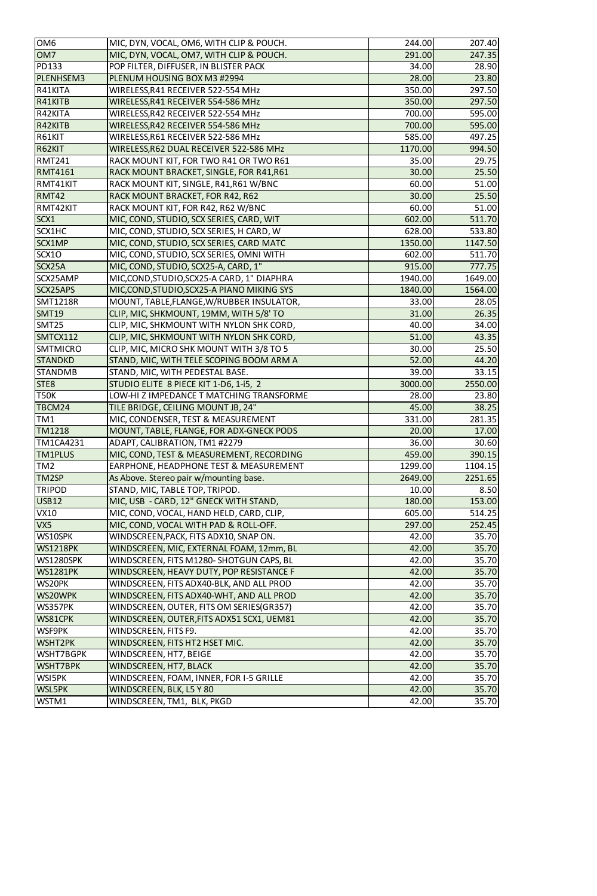| | | | |
|---|---|---|---|
| OM6 | MIC, DYN, VOCAL, OM6, WITH CLIP & POUCH. | 244.00 | 207.40 |
| OM7 | MIC, DYN, VOCAL, OM7, WITH CLIP & POUCH. | 291.00 | 247.35 |
| PD133 | POP FILTER, DIFFUSER, IN BLISTER PACK | 34.00 | 28.90 |
| PLENHSEM3 | PLENUM HOUSING BOX M3 #2994 | 28.00 | 23.80 |
| R41KITA | WIRELESS,R41 RECEIVER 522-554 MHz | 350.00 | 297.50 |
| R41KITB | WIRELESS,R41 RECEIVER 554-586 MHz | 350.00 | 297.50 |
| R42KITA | WIRELESS,R42 RECEIVER 522-554 MHz | 700.00 | 595.00 |
| R42KITB | WIRELESS,R42 RECEIVER 554-586 MHz | 700.00 | 595.00 |
| R61KIT | WIRELESS,R61 RECEIVER 522-586 MHz | 585.00 | 497.25 |
| R62KIT | WIRELESS,R62 DUAL RECEIVER 522-586 MHz | 1170.00 | 994.50 |
| RMT241 | RACK MOUNT KIT, FOR TWO R41 OR TWO R61 | 35.00 | 29.75 |
| RMT4161 | RACK MOUNT BRACKET, SINGLE, FOR R41,R61 | 30.00 | 25.50 |
| RMT41KIT | RACK MOUNT KIT, SINGLE, R41,R61 W/BNC | 60.00 | 51.00 |
| RMT42 | RACK MOUNT BRACKET, FOR R42, R62 | 30.00 | 25.50 |
| RMT42KIT | RACK MOUNT KIT, FOR R42, R62 W/BNC | 60.00 | 51.00 |
| SCX1 | MIC, COND, STUDIO, SCX SERIES, CARD, WIT | 602.00 | 511.70 |
| SCX1HC | MIC, COND, STUDIO, SCX SERIES, H CARD, W | 628.00 | 533.80 |
| SCX1MP | MIC, COND, STUDIO, SCX SERIES, CARD MATC | 1350.00 | 1147.50 |
| SCX1O | MIC, COND, STUDIO, SCX SERIES, OMNI WITH | 602.00 | 511.70 |
| SCX25A | MIC, COND, STUDIO, SCX25-A, CARD, 1" | 915.00 | 777.75 |
| SCX25AMP | MIC,COND,STUDIO,SCX25-A CARD, 1" DIAPHRA | 1940.00 | 1649.00 |
| SCX25APS | MIC,COND,STUDIO,SCX25-A PIANO MIKING SYS | 1840.00 | 1564.00 |
| SMT1218R | MOUNT, TABLE,FLANGE,W/RUBBER INSULATOR, | 33.00 | 28.05 |
| SMT19 | CLIP, MIC, SHKMOUNT, 19MM, WITH 5/8' TO | 31.00 | 26.35 |
| SMT25 | CLIP, MIC, SHKMOUNT WITH NYLON SHK CORD, | 40.00 | 34.00 |
| SMTCX112 | CLIP, MIC, SHKMOUNT WITH NYLON SHK CORD, | 51.00 | 43.35 |
| SMTMICRO | CLIP, MIC, MICRO SHK MOUNT WITH 3/8 TO 5 | 30.00 | 25.50 |
| STANDKD | STAND, MIC, WITH TELE SCOPING BOOM ARM A | 52.00 | 44.20 |
| STANDMB | STAND, MIC, WITH PEDESTAL BASE. | 39.00 | 33.15 |
| STE8 | STUDIO ELITE 8 PIECE KIT 1-D6, 1-i5, 2 | 3000.00 | 2550.00 |
| T50K | LOW-HI Z IMPEDANCE T MATCHING TRANSFORME | 28.00 | 23.80 |
| TBCM24 | TILE BRIDGE, CEILING MOUNT JB, 24" | 45.00 | 38.25 |
| TM1 | MIC, CONDENSER, TEST & MEASUREMENT | 331.00 | 281.35 |
| TM1218 | MOUNT, TABLE, FLANGE, FOR ADX-GNECK PODS | 20.00 | 17.00 |
| TM1CA4231 | ADAPT, CALIBRATION, TM1 #2279 | 36.00 | 30.60 |
| TM1PLUS | MIC, COND, TEST & MEASUREMENT, RECORDING | 459.00 | 390.15 |
| TM2 | EARPHONE, HEADPHONE TEST & MEASUREMENT | 1299.00 | 1104.15 |
| TM2SP | As Above. Stereo pair w/mounting base. | 2649.00 | 2251.65 |
| TRIPOD | STAND, MIC, TABLE TOP, TRIPOD. | 10.00 | 8.50 |
| USB12 | MIC, USB - CARD, 12" GNECK WITH STAND, | 180.00 | 153.00 |
| VX10 | MIC, COND, VOCAL, HAND HELD, CARD, CLIP, | 605.00 | 514.25 |
| VX5 | MIC, COND, VOCAL WITH PAD & ROLL-OFF. | 297.00 | 252.45 |
| WS10SPK | WINDSCREEN,PACK, FITS ADX10, SNAP ON. | 42.00 | 35.70 |
| WS1218PK | WINDSCREEN, MIC, EXTERNAL FOAM, 12mm, BL | 42.00 | 35.70 |
| WS1280SPK | WINDSCREEN, FITS M1280- SHOTGUN CAPS, BL | 42.00 | 35.70 |
| WS1281PK | WINDSCREEN, HEAVY DUTY, POP RESISTANCE F | 42.00 | 35.70 |
| WS20PK | WINDSCREEN, FITS ADX40-BLK, AND ALL PROD | 42.00 | 35.70 |
| WS20WPK | WINDSCREEN, FITS ADX40-WHT, AND ALL PROD | 42.00 | 35.70 |
| WS357PK | WINDSCREEN, OUTER, FITS OM SERIES(GR357) | 42.00 | 35.70 |
| WS81CPK | WINDSCREEN, OUTER,FITS ADX51 SCX1, UEM81 | 42.00 | 35.70 |
| WSF9PK | WINDSCREEN, FITS F9. | 42.00 | 35.70 |
| WSHT2PK | WINDSCREEN, FITS HT2 HSET MIC. | 42.00 | 35.70 |
| WSHT7BGPK | WINDSCREEN, HT7, BEIGE | 42.00 | 35.70 |
| WSHT7BPK | WINDSCREEN, HT7, BLACK | 42.00 | 35.70 |
| WSI5PK | WINDSCREEN, FOAM, INNER, FOR I-5 GRILLE | 42.00 | 35.70 |
| WSL5PK | WINDSCREEN, BLK, L5 Y 80 | 42.00 | 35.70 |
| WSTM1 | WINDSCREEN, TM1, BLK, PKGD | 42.00 | 35.70 |